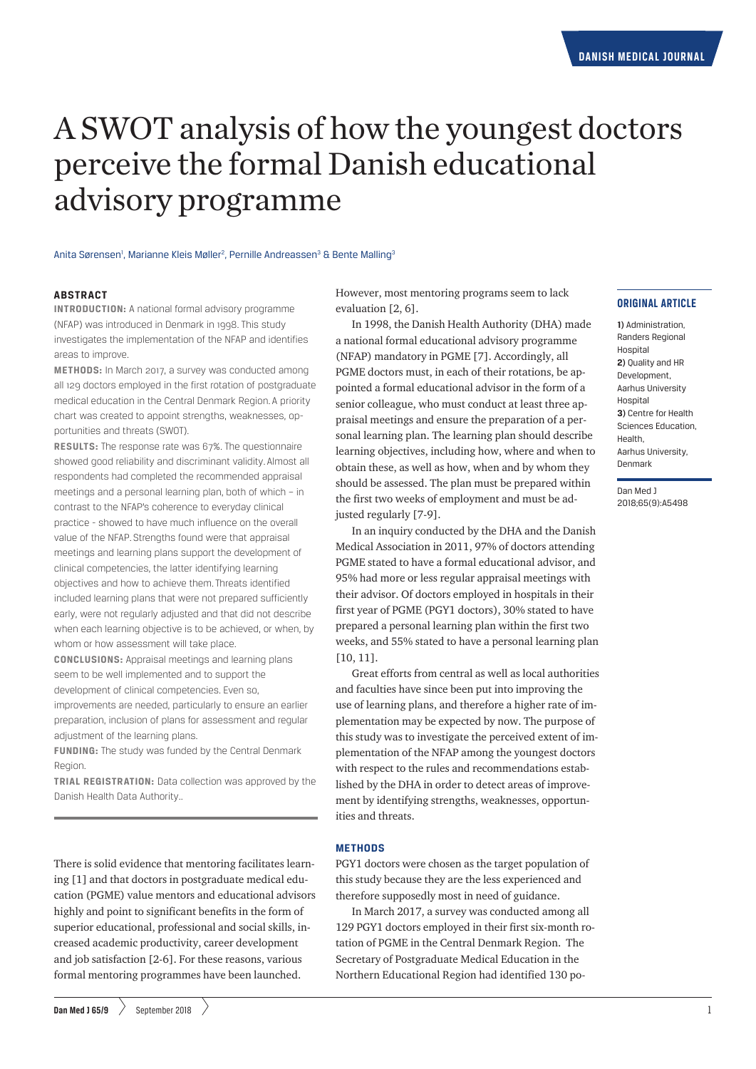# A SWOT analysis of how the youngest doctors perceive the formal Danish educational advisory programme

Anita Sørensen[1], Marianne Kleis Møller[2], Pernille Andreassen[3] & Bente Malling[3]

## ABSTRACT

**INTRODUCTION:** A national formal advisory programme (NFAP) was introduced in Denmark in 1998. This study investigates the implementation of the NFAP and identifies areas to improve.

**METHODS:** In March 2017, a survey was conducted among all 129 doctors employed in the first rotation of postgraduate medical education in the Central Denmark Region. A priority chart was created to appoint strengths, weaknesses, opportunities and threats (SWOT).

**RESULTS:** The response rate was 67%. The questionnaire showed good reliability and discriminant validity. Almost all respondents had completed the recommended appraisal meetings and a personal learning plan, both of which – in contrast to the NFAP's coherence to everyday clinical practice - showed to have much influence on the overall value of the NFAP. Strengths found were that appraisal meetings and learning plans support the development of clinical competencies, the latter identifying learning objectives and how to achieve them. Threats identified included learning plans that were not prepared sufficiently early, were not regularly adjusted and that did not describe when each learning objective is to be achieved, or when, by whom or how assessment will take place.

**CONCLUSIONS:** Appraisal meetings and learning plans seem to be well implemented and to support the development of clinical competencies. Even so, improvements are needed, particularly to ensure an earlier preparation, inclusion of plans for assessment and regular adjustment of the learning plans.

**FUNDING:** The study was funded by the Central Denmark Region.

**TRIAL REGISTRATION:** Data collection was approved by the Danish Health Data Authority..

There is solid evidence that mentoring facilitates learning [1] and that doctors in postgraduate medical education (PGME) value mentors and educational advisors highly and point to significant benefits in the form of superior educational, professional and social skills, increased academic productivity, career development and job satisfaction [2-6]. For these reasons, various formal mentoring programmes have been launched. However, most mentoring programs seem to lack evaluation [2, 6].

In 1998, the Danish Health Authority (DHA) made a national formal educational advisory programme (NFAP) mandatory in PGME [7]. Accordingly, all PGME doctors must, in each of their rotations, be appointed a formal educational advisor in the form of a senior colleague, who must conduct at least three appraisal meetings and ensure the preparation of a personal learning plan. The learning plan should describe learning objectives, including how, where and when to obtain these, as well as how, when and by whom they should be assessed. The plan must be prepared within the first two weeks of employment and must be adjusted regularly [7-9].

In an inquiry conducted by the DHA and the Danish Medical Association in 2011, 97% of doctors attending PGME stated to have a formal educational advisor, and 95% had more or less regular appraisal meetings with their advisor. Of doctors employed in hospitals in their first year of PGME (PGY1 doctors), 30% stated to have prepared a personal learning plan within the first two weeks, and 55% stated to have a personal learning plan [10, 11].

Great efforts from central as well as local authorities and faculties have since been put into improving the use of learning plans, and therefore a higher rate of implementation may be expected by now. The purpose of this study was to investigate the perceived extent of implementation of the NFAP among the youngest doctors with respect to the rules and recommendations established by the DHA in order to detect areas of improvement by identifying strengths, weaknesses, opportunities and threats.

## METHODS

PGY1 doctors were chosen as the target population of this study because they are the less experienced and therefore supposedly most in need of guidance.

In March 2017, a survey was conducted among all 129 PGY1 doctors employed in their first six-month rotation of PGME in the Central Denmark Region. The Secretary of Postgraduate Medical Education in the Northern Educational Region had identified 130 po-

**ORIGINAL ARTICLE**

**1)** Administration, Randers Regional Hospital
**2)** Quality and HR Development, Aarhus University Hospital
**3)** Centre for Health Sciences Education, Health, Aarhus University, Denmark

Dan Med J 2018;65(9):A5498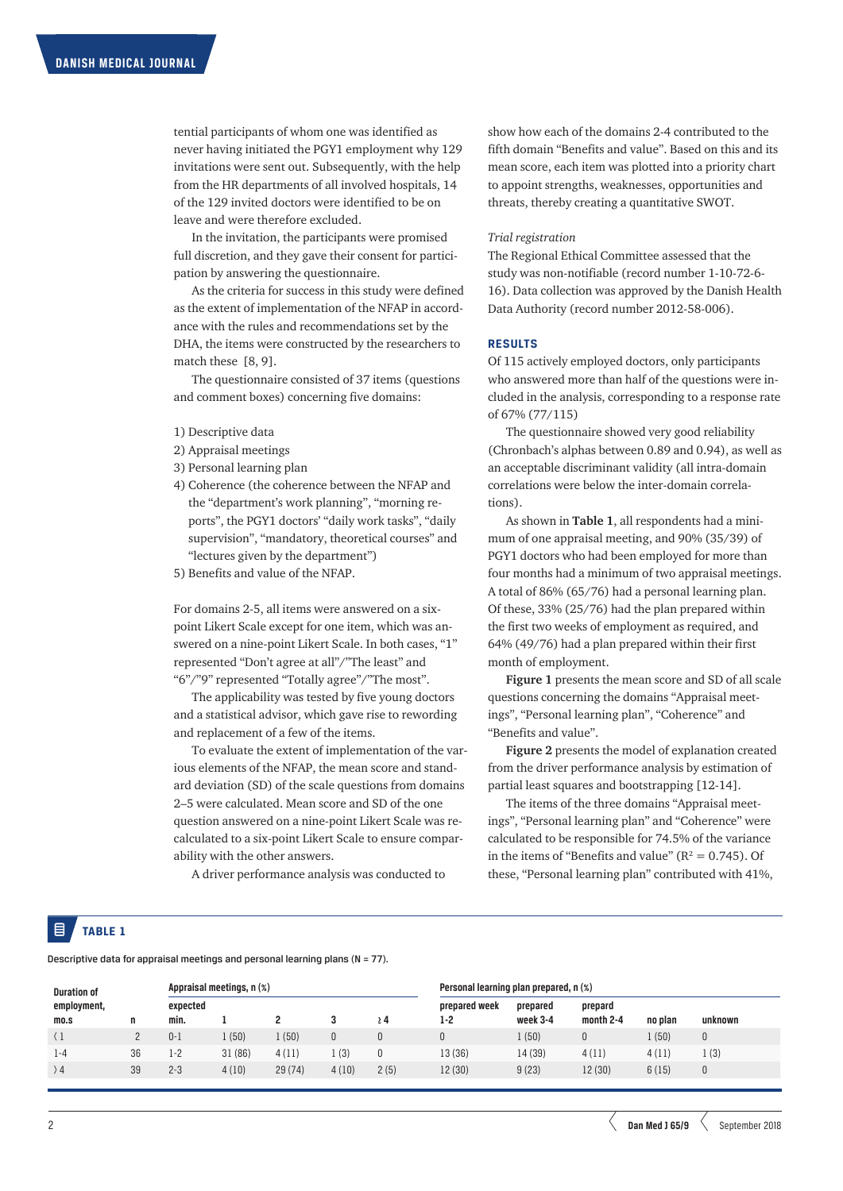tential participants of whom one was identified as never having initiated the PGY1 employment why 129 invitations were sent out. Subsequently, with the help from the HR departments of all involved hospitals, 14 of the 129 invited doctors were identified to be on leave and were therefore excluded.

In the invitation, the participants were promised full discretion, and they gave their consent for participation by answering the questionnaire.

As the criteria for success in this study were defined as the extent of implementation of the NFAP in accordance with the rules and recommendations set by the DHA, the items were constructed by the researchers to match these [8, 9].

The questionnaire consisted of 37 items (questions and comment boxes) concerning five domains:

1) Descriptive data
2) Appraisal meetings
3) Personal learning plan
4) Coherence (the coherence between the NFAP and the "department's work planning", "morning reports", the PGY1 doctors' "daily work tasks", "daily supervision", "mandatory, theoretical courses" and "lectures given by the department")
5) Benefits and value of the NFAP.

For domains 2-5, all items were answered on a six-point Likert Scale except for one item, which was answered on a nine-point Likert Scale. In both cases, "1" represented "Don't agree at all"/"The least" and "6"/"9" represented "Totally agree"/"The most".

The applicability was tested by five young doctors and a statistical advisor, which gave rise to rewording and replacement of a few of the items.

To evaluate the extent of implementation of the various elements of the NFAP, the mean score and standard deviation (SD) of the scale questions from domains 2–5 were calculated. Mean score and SD of the one question answered on a nine-point Likert Scale was recalculated to a six-point Likert Scale to ensure comparability with the other answers.

A driver performance analysis was conducted to show how each of the domains 2-4 contributed to the fifth domain "Benefits and value". Based on this and its mean score, each item was plotted into a priority chart to appoint strengths, weaknesses, opportunities and threats, thereby creating a quantitative SWOT.

*Trial registration*

The Regional Ethical Committee assessed that the study was non-notifiable (record number 1-10-72-6-16). Data collection was approved by the Danish Health Data Authority (record number 2012-58-006).

## RESULTS

Of 115 actively employed doctors, only participants who answered more than half of the questions were included in the analysis, corresponding to a response rate of 67% (77/115)

The questionnaire showed very good reliability (Chronbach's alphas between 0.89 and 0.94), as well as an acceptable discriminant validity (all intra-domain correlations were below the inter-domain correlations).

As shown in **Table 1**, all respondents had a minimum of one appraisal meeting, and 90% (35/39) of PGY1 doctors who had been employed for more than four months had a minimum of two appraisal meetings. A total of 86% (65/76) had a personal learning plan. Of these, 33% (25/76) had the plan prepared within the first two weeks of employment as required, and 64% (49/76) had a plan prepared within their first month of employment.

**Figure 1** presents the mean score and SD of all scale questions concerning the domains "Appraisal meetings", "Personal learning plan", "Coherence" and "Benefits and value".

**Figure 2** presents the model of explanation created from the driver performance analysis by estimation of partial least squares and bootstrapping [12-14].

The items of the three domains "Appraisal meetings", "Personal learning plan" and "Coherence" were calculated to be responsible for 74.5% of the variance in the items of "Benefits and value" ($R^2 = 0.745$). Of these, "Personal learning plan" contributed with 41%,

**TABLE 1**

Descriptive data for appraisal meetings and personal learning plans (N = 77).

| Duration of employment, mo.s | n | Appraisal meetings, n (%) | | | | | Personal learning plan prepared, n (%) | | | | |
|---|---|---|---|---|---|---|---|---|---|---|---|
| | | expected min. | 1 | 2 | 3 | ≥ 4 | prepared week 1-2 | prepared week 3-4 | prepard month 2-4 | no plan | unknown |
| < 1 | 2 | 0-1 | 1 (50) | 1 (50) | 0 | 0 | 0 | 1 (50) | 0 | 1 (50) | 0 |
| 1-4 | 36 | 1-2 | 31 (86) | 4 (11) | 1 (3) | 0 | 13 (36) | 14 (39) | 4 (11) | 4 (11) | 1 (3) |
| > 4 | 39 | 2-3 | 4 (10) | 29 (74) | 4 (10) | 2 (5) | 12 (30) | 9 (23) | 12 (30) | 6 (15) | 0 |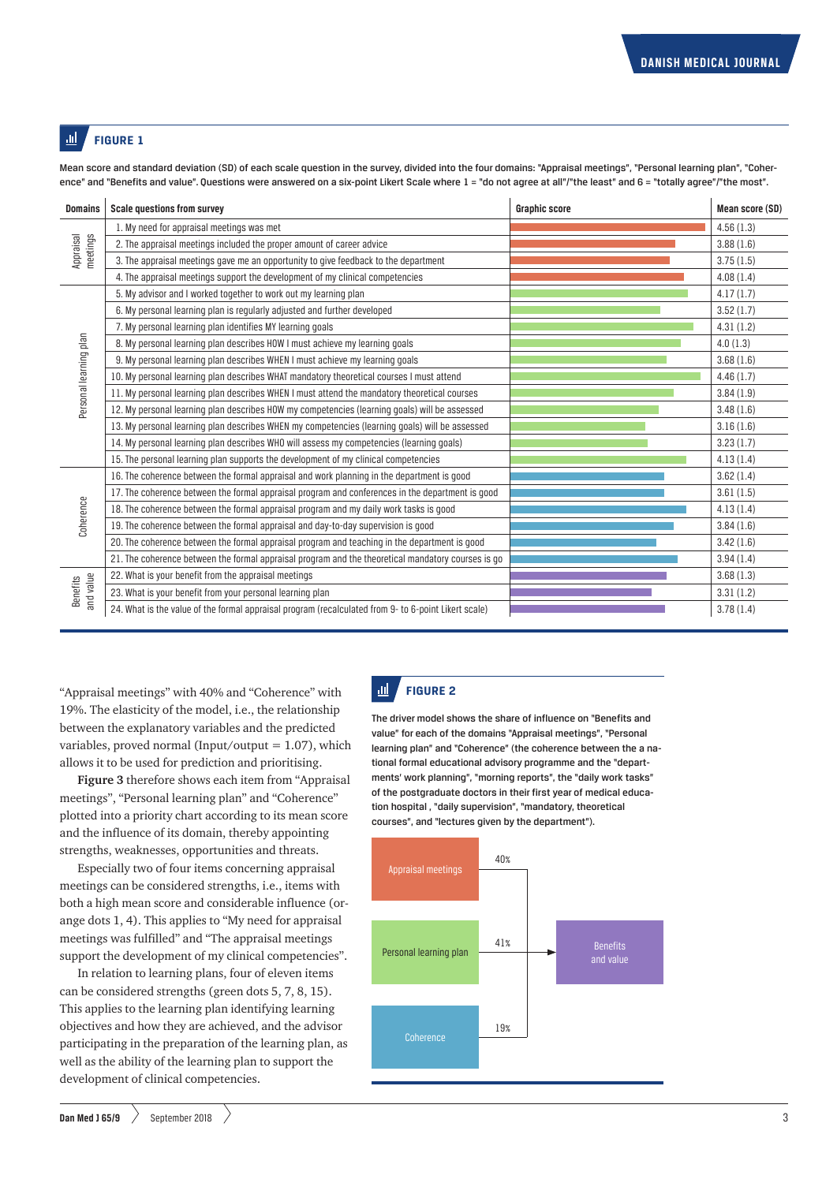**FIGURE 1**

Mean score and standard deviation (SD) of each scale question in the survey, divided into the four domains: "Appraisal meetings", "Personal learning plan", "Coherence" and "Benefits and value". Questions were answered on a six-point Likert Scale where 1 = "do not agree at all"/"the least" and 6 = "totally agreed"/"the most".

| Domains | Scale questions from survey | Graphic score | Mean score (SD) |
|---|---|---|---|
| Appraisal meetings | 1. My need for appraisal meetings was met | | 4.56 (1.3) |
| | 2. The appraisal meetings included the proper amount of career advice | | 3.88 (1.6) |
| | 3. The appraisal meetings gave me an opportunity to give feedback to the department | | 3.75 (1.5) |
| | 4. The appraisal meetings support the development of my clinical competencies | | 4.08 (1.4) |
| Personal learning plan | 5. My advisor and I worked together to work out my learning plan | | 4.17 (1.7) |
| | 6. My personal learning plan is regularly adjusted and further developed | | 3.52 (1.7) |
| | 7. My personal learning plan identifies MY learning goals | | 4.31 (1.2) |
| | 8. My personal learning plan describes HOW I must achieve my learning goals | | 4.0 (1.3) |
| | 9. My personal learning plan describes WHEN I must achieve my learning goals | | 3.68 (1.6) |
| | 10. My personal learning plan describes WHAT mandatory theoretical courses I must attend | | 4.46 (1.7) |
| | 11. My personal learning plan describes WHEN I must attend the mandatory theoretical courses | | 3.84 (1.9) |
| | 12. My personal learning plan describes HOW my competencies (learning goals) will be assessed | | 3.48 (1.6) |
| | 13. My personal learning plan describes WHEN my competencies (learning goals) will be assessed | | 3.16 (1.6) |
| | 14. My personal learning plan describes WHO will assess my competencies (learning goals) | | 3.23 (1.7) |
| | 15. The personal learning plan supports the development of my clinical competencies | | 4.13 (1.4) |
| Coherence | 16. The coherence between the formal appraisal and work planning in the department is good | | 3.62 (1.4) |
| | 17. The coherence between the formal appraisal program and conferences in the department is good | | 3.61 (1.5) |
| | 18. The coherence between the formal appraisal program and my daily work tasks is good | | 4.13 (1.4) |
| | 19. The coherence between the formal appraisal and day-to-day supervision is good | | 3.84 (1.6) |
| | 20. The coherence between the formal appraisal program and teaching in the department is good | | 3.42 (1.6) |
| | 21. The coherence between the formal appraisal program and the theoretical mandatory courses is go | | 3.94 (1.4) |
| Benefits and value | 22. What is your benefit from the appraisal meetings | | 3.68 (1.3) |
| | 23. What is your benefit from your personal learning plan | | 3.31 (1.2) |
| | 24. What is the value of the formal appraisal program (recalculated from 9- to 6-point Likert scale) | | 3.78 (1.4) |

"Appraisal meetings" with 40% and "Coherence" with 19%. The elasticity of the model, i.e., the relationship between the explanatory variables and the predicted variables, proved normal (Input/output = 1.07), which allows it to be used for prediction and prioritising.

**Figure 3** therefore shows each item from "Appraisal meetings", "Personal learning plan" and "Coherence" plotted into a priority chart according to its mean score and the influence of its domain, thereby appointing strengths, weaknesses, opportunities and threats.

Especially two of four items concerning appraisal meetings can be considered strengths, i.e., items with both a high mean score and considerable influence (orange dots 1, 4). This applies to "My need for appraisal meetings was fulfilled" and "The appraisal meetings support the development of my clinical competencies".

In relation to learning plans, four of eleven items can be considered strengths (green dots 5, 7, 8, 15). This applies to the learning plan identifying learning objectives and how they are achieved, and the advisor participating in the preparation of the learning plan, as well as the ability of the learning plan to support the development of clinical competencies.

**FIGURE 2**

The driver model shows the share of influence on "Benefits and value" for each of the domains "Appraisal meetings", "Personal learning plan" and "Coherence" (the coherence between the a national formal educational advisory programme and the "departments' work planning", "morning reports", the "daily work tasks" of the postgraduate doctors in their first year of medical education hospital , "daily supervision", "mandatory, theoretical courses", and "lectures given by the department").

| Domain | Share of influence on "Benefits and value" |
|---|---|
| Appraisal meetings | 40% |
| Personal learning plan | 41% |
| Coherence | 19% |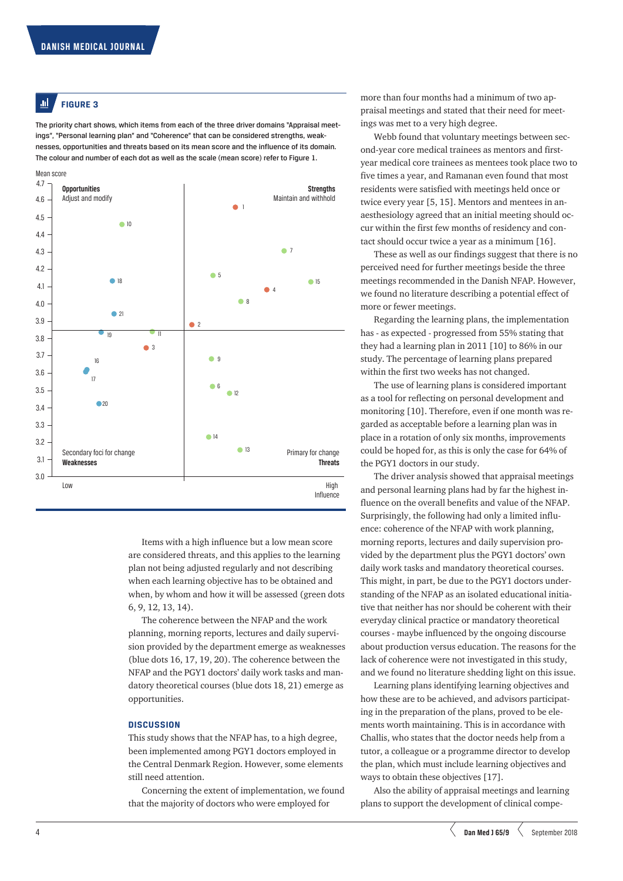### FIGURE 3

The priority chart shows, which items from each of the three driver domains "Appraisal meetings", "Personal learning plan" and "Coherence" that can be considered strengths, weaknesses, opportunities and threats based on its mean score and the influence of its domain. The colour and number of each dot as well as the scale (mean score) refer to Figure 1.

Items with a high influence but a low mean score are considered threats, and this applies to the learning plan not being adjusted regularly and not describing when each learning objective has to be obtained and when, by whom and how it will be assessed (green dots 6, 9, 12, 13, 14).

The coherence between the NFAP and the work planning, morning reports, lectures and daily supervision provided by the department emerge as weaknesses (blue dots 16, 17, 19, 20). The coherence between the NFAP and the PGY1 doctors' daily work tasks and mandatory theoretical courses (blue dots 18, 21) emerge as opportunities.

## DISCUSSION

This study shows that the NFAP has, to a high degree, been implemented among PGY1 doctors employed in the Central Denmark Region. However, some elements still need attention.

Concerning the extent of implementation, we found that the majority of doctors who were employed for more than four months had a minimum of two appraisal meetings and stated that their need for meetings was met to a very high degree.

Webb found that voluntary meetings between second-year core medical trainees as mentors and first-year medical core trainees as mentees took place two to five times a year, and Ramanan even found that most residents were satisfied with meetings held once or twice every year [5, 15]. Mentors and mentees in anaesthesiology agreed that an initial meeting should occur within the first few months of residency and contact should occur twice a year as a minimum [16].

These as well as our findings suggest that there is no perceived need for further meetings beside the three meetings recommended in the Danish NFAP. However, we found no literature describing a potential effect of more or fewer meetings.

Regarding the learning plans, the implementation has - as expected - progressed from 55% stating that they had a learning plan in 2011 [10] to 86% in our study. The percentage of learning plans prepared within the first two weeks has not changed.

The use of learning plans is considered important as a tool for reflecting on personal development and monitoring [10]. Therefore, even if one month was regarded as acceptable before a learning plan was in place in a rotation of only six months, improvements could be hoped for, as this is only the case for 64% of the PGY1 doctors in our study.

The driver analysis showed that appraisal meetings and personal learning plans had by far the highest influence on the overall benefits and value of the NFAP. Surprisingly, the following had only a limited influence: coherence of the NFAP with work planning, morning reports, lectures and daily supervision provided by the department plus the PGY1 doctors' own daily work tasks and mandatory theoretical courses. This might, in part, be due to the PGY1 doctors understanding of the NFAP as an isolated educational initiative that neither has nor should be coherent with their everyday clinical practice or mandatory theoretical courses - maybe influenced by the ongoing discourse about production versus education. The reasons for the lack of coherence were not investigated in this study, and we found no literature shedding light on this issue.

Learning plans identifying learning objectives and how these are to be achieved, and advisors participating in the preparation of the plans, proved to be elements worth maintaining. This is in accordance with Challis, who states that the doctor needs help from a tutor, a colleague or a programme director to develop the plan, which must include learning objectives and ways to obtain these objectives [17].

Also the ability of appraisal meetings and learning plans to support the development of clinical compe-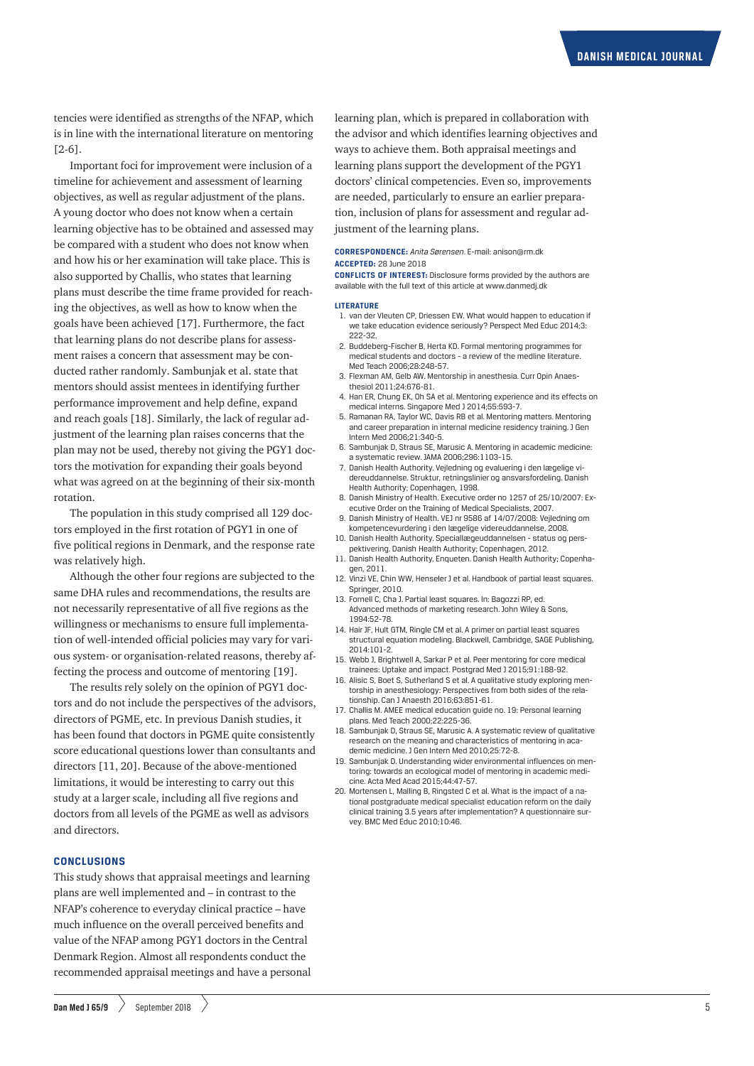tencies were identified as strengths of the NFAP, which is in line with the international literature on mentoring [2-6].

Important foci for improvement were inclusion of a timeline for achievement and assessment of learning objectives, as well as regular adjustment of the plans. A young doctor who does not know when a certain learning objective has to be obtained and assessed may be compared with a student who does not know when and how his or her examination will take place. This is also supported by Challis, who states that learning plans must describe the time frame provided for reaching the objectives, as well as how to know when the goals have been achieved [17]. Furthermore, the fact that learning plans do not describe plans for assessment raises a concern that assessment may be conducted rather randomly. Sambunjak et al. state that mentors should assist mentees in identifying further performance improvement and help define, expand and reach goals [18]. Similarly, the lack of regular adjustment of the learning plan raises concerns that the plan may not be used, thereby not giving the PGY1 doctors the motivation for expanding their goals beyond what was agreed on at the beginning of their six-month rotation.

The population in this study comprised all 129 doctors employed in the first rotation of PGY1 in one of five political regions in Denmark, and the response rate was relatively high.

Although the other four regions are subjected to the same DHA rules and recommendations, the results are not necessarily representative of all five regions as the willingness or mechanisms to ensure full implementation of well-intended official policies may vary for various system- or organisation-related reasons, thereby affecting the process and outcome of mentoring [19].

The results rely solely on the opinion of PGY1 doctors and do not include the perspectives of the advisors, directors of PGME, etc. In previous Danish studies, it has been found that doctors in PGME quite consistently score educational questions lower than consultants and directors [11, 20]. Because of the above-mentioned limitations, it would be interesting to carry out this study at a larger scale, including all five regions and doctors from all levels of the PGME as well as advisors and directors.

## CONCLUSIONS

This study shows that appraisal meetings and learning plans are well implemented and – in contrast to the NFAP's coherence to everyday clinical practice – have much influence on the overall perceived benefits and value of the NFAP among PGY1 doctors in the Central Denmark Region. Almost all respondents conduct the recommended appraisal meetings and have a personal learning plan, which is prepared in collaboration with the advisor and which identifies learning objectives and ways to achieve them. Both appraisal meetings and learning plans support the development of the PGY1 doctors' clinical competencies. Even so, improvements are needed, particularly to ensure an earlier preparation, inclusion of plans for assessment and regular adjustment of the learning plans.

**CORRESPONDENCE:** *Anita Sørensen*. E-mail: anison@rm.dk
**ACCEPTED:** 28 June 2018
**CONFLICTS OF INTEREST:** Disclosure forms provided by the authors are available with the full text of this article at www.danmedj.dk

### LITERATURE

1. van der Vleuten CP, Driessen EW. What would happen to education if we take education evidence seriously? Perspect Med Educ 2014;3:222-32.
2. Buddeberg-Fischer B, Herta KD. Formal mentoring programmes for medical students and doctors - a review of the medline literature. Med Teach 2006;28:248-57.
3. Flexman AM, Gelb AW. Mentorship in anesthesia. Curr Opin Anaesthesiol 2011;24:676-81.
4. Han ER, Chung EK, Oh SA et al. Mentoring experience and its effects on medical interns. Singapore Med J 2014;55:593-7.
5. Ramanan RA, Taylor WC, Davis RB et al. Mentoring matters. Mentoring and career preparation in internal medicine residency training. J Gen Intern Med 2006;21:340-5.
6. Sambunjak D, Straus SE, Marusic A. Mentoring in academic medicine: a systematic review. JAMA 2006;296:1103-15.
7. Danish Health Authority. Vejledning og evaluering i den lægelige videreuddannelse. Struktur, retningslinier og ansvarsfordeling. Danish Health Authority; Copenhagen, 1998.
8. Danish Ministry of Health. Executive order no 1257 of 25/10/2007: Executive Order on the Training of Medical Specialists, 2007.
9. Danish Ministry of Health. VEJ nr 9586 af 14/07/2008: Vejledning om kompetencevurdering i den lægelige videreuddannelse, 2008.
10. Danish Health Authority. Speciallægeuddannelsen - status og perspektivering. Danish Health Authority; Copenhagen, 2012.
11. Danish Health Authority. Enqueten. Danish Health Authority; Copenhagen, 2011.
12. Vinzi VE, Chin WW, Henseler J et al. Handbook of partial least squares. Springer, 2010.
13. Fornell C, Cha J. Partial least squares. In: Bagozzi RP, ed. Advanced methods of marketing research. John Wiley & Sons, 1994:52-78.
14. Hair JF, Hult GTM, Ringle CM et al. A primer on partial least squares structural equation modeling. Blackwell, Cambridge, SAGE Publishing, 2014:101-2.
15. Webb J, Brightwell A, Sarkar P et al. Peer mentoring for core medical trainees: Uptake and impact. Postgrad Med J 2015;91:188-92.
16. Alisic S, Boet S, Sutherland S et al. A qualitative study exploring mentorship in anesthesiology: Perspectives from both sides of the relationship. Can J Anaesth 2016;63:851-61.
17. Challis M. AMEE medical education guide no. 19: Personal learning plans. Med Teach 2000;22:225-36.
18. Sambunjak D, Straus SE, Marusic A. A systematic review of qualitative research on the meaning and characteristics of mentoring in academic medicine. J Gen Intern Med 2010;25:72-8.
19. Sambunjak D. Understanding wider environmental influences on mentoring: towards an ecological model of mentoring in academic medicine. Acta Med Acad 2015;44:47-57.
20. Mortensen L, Malling B, Ringsted C et al. What is the impact of a national postgraduate medical specialist education reform on the daily clinical training 3.5 years after implementation? A questionnaire survey. BMC Med Educ 2010;10:46.